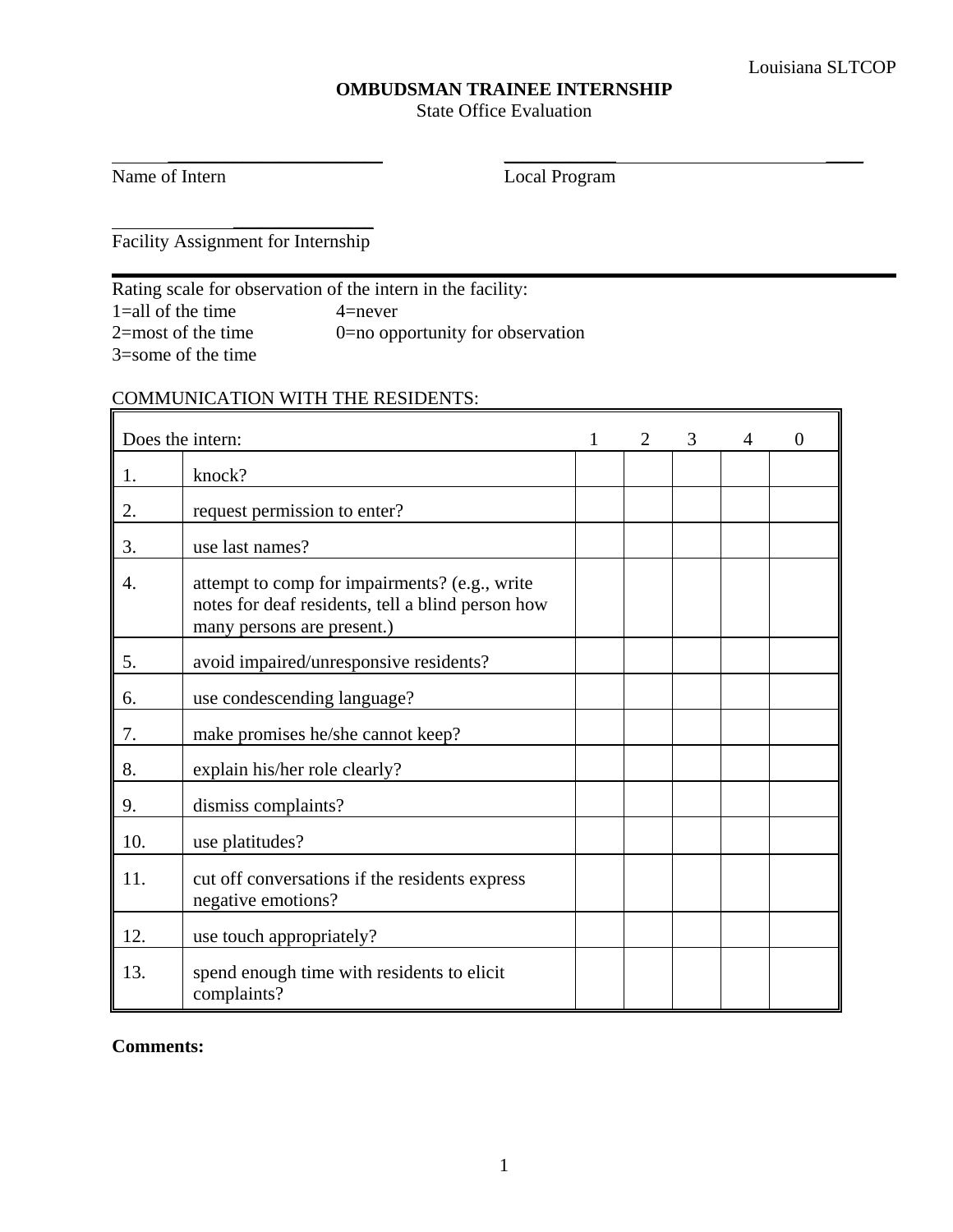**OMBUDSMAN TRAINEE INTERNSHIP**

State Office Evaluation

______________________________ ______________________________

Name of Intern Local Program

______________________________

Facility Assignment for Internship

---

Rating scale for observation of the intern in the facility:

1=all of the time 4=never

2=most of the time 0=no opportunity for observation

3=some of the time

COMMUNICATION WITH THE RESIDENTS:

| Does the intern: | | 1 | 2 | 3 | 4 | 0 |
|---|---|---|---|---|---|---|
| 1. | knock? | | | | | |
| 2. | request permission to enter? | | | | | |
| 3. | use last names? | | | | | |
| 4. | attempt to comp for impairments? (e.g., write notes for deaf residents, tell a blind person how many persons are present.) | | | | | |
| 5. | avoid impaired/unresponsive residents? | | | | | |
| 6. | use condescending language? | | | | | |
| 7. | make promises he/she cannot keep? | | | | | |
| 8. | explain his/her role clearly? | | | | | |
| 9. | dismiss complaints? | | | | | |
| 10. | use platitudes? | | | | | |
| 11. | cut off conversations if the residents express negative emotions? | | | | | |
| 12. | use touch appropriately? | | | | | |
| 13. | spend enough time with residents to elicit complaints? | | | | | |

**Comments:**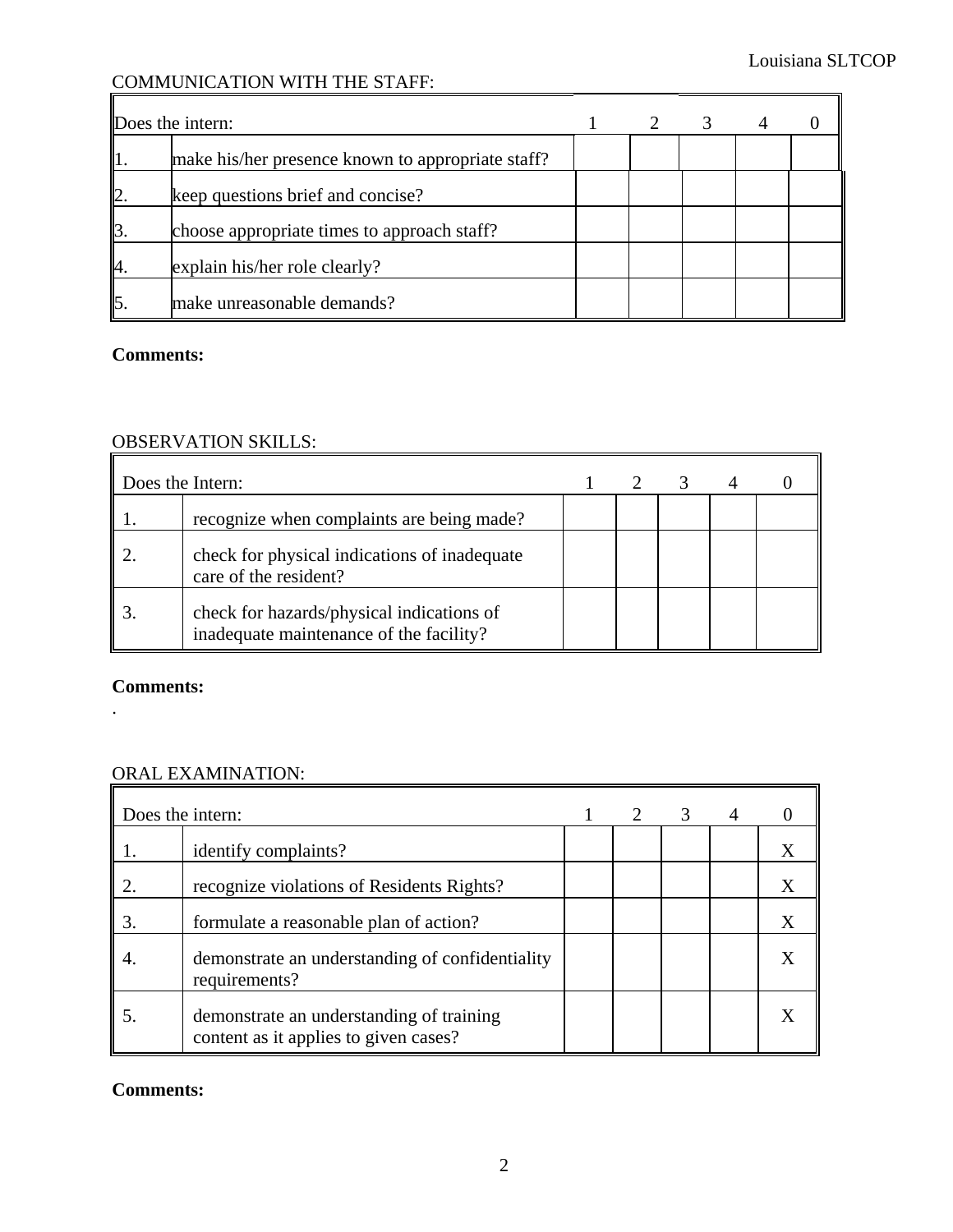COMMUNICATION WITH THE STAFF:

| Does the intern: | | 1 | 2 | 3 | 4 | 0 |
|---|---|---|---|---|---|---|
| 1. | make his/her presence known to appropriate staff? | | | | | |
| 2. | keep questions brief and concise? | | | | | |
| 3. | choose appropriate times to approach staff? | | | | | |
| 4. | explain his/her role clearly? | | | | | |
| 5. | make unreasonable demands? | | | | | |

**Comments:**

OBSERVATION SKILLS:

| Does the Intern: | | 1 | 2 | 3 | 4 | 0 |
|---|---|---|---|---|---|---|
| 1. | recognize when complaints are being made? | | | | | |
| 2. | check for physical indications of inadequate care of the resident? | | | | | |
| 3. | check for hazards/physical indications of inadequate maintenance of the facility? | | | | | |

**Comments:**
.

ORAL EXAMINATION:

| Does the intern: | | 1 | 2 | 3 | 4 | 0 |
|---|---|---|---|---|---|---|
| 1. | identify complaints? | | | | | X |
| 2. | recognize violations of Residents Rights? | | | | | X |
| 3. | formulate a reasonable plan of action? | | | | | X |
| 4. | demonstrate an understanding of confidentiality requirements? | | | | | X |
| 5. | demonstrate an understanding of training content as it applies to given cases? | | | | | X |

**Comments:**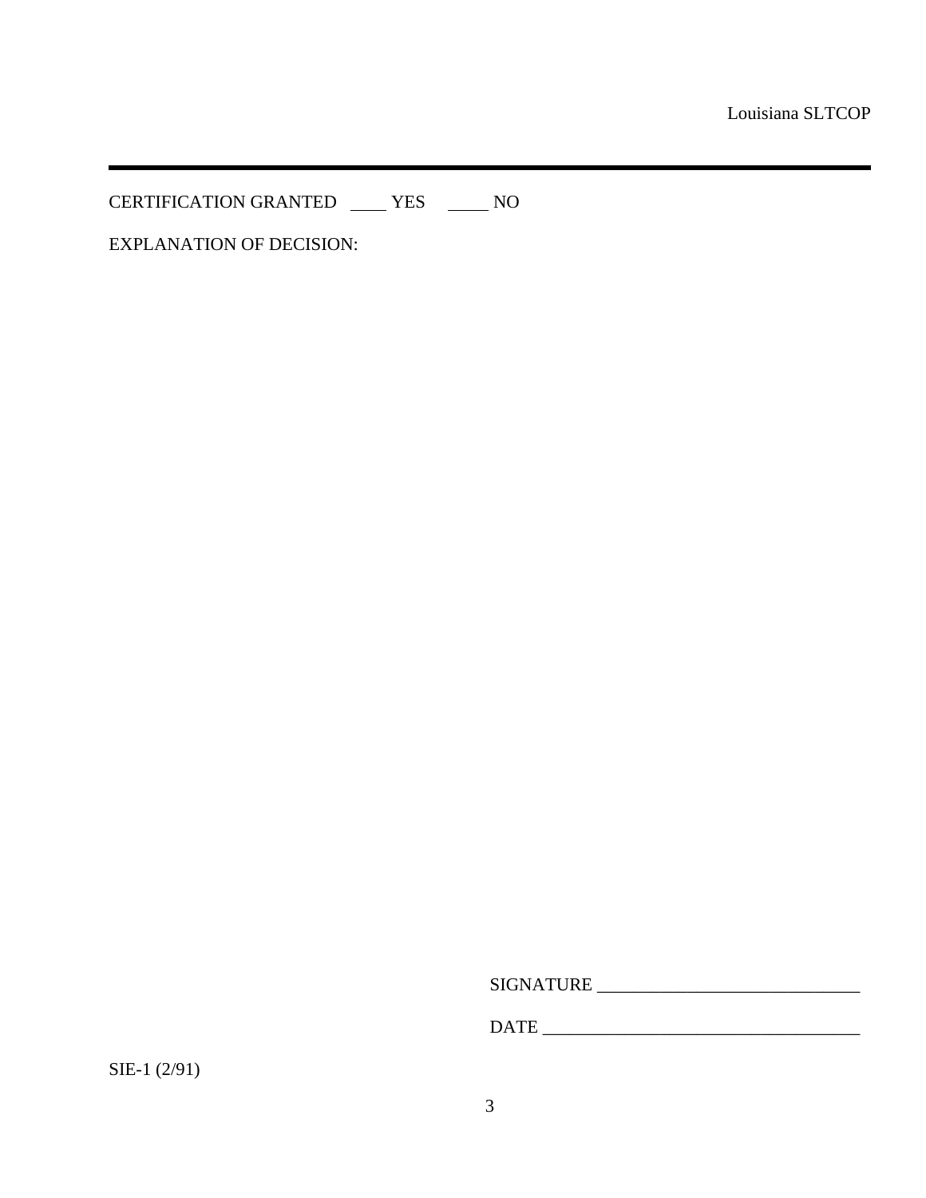CERTIFICATION GRANTED \_\_\_\_ YES \_\_\_\_\_ NO

EXPLANATION OF DECISION:

SIGNATURE \_\_\_\_\_\_\_\_\_\_\_\_\_\_\_\_\_\_\_\_\_\_\_\_\_\_\_\_\_\_

DATE \_\_\_\_\_\_\_\_\_\_\_\_\_\_\_\_\_\_\_\_\_\_\_\_\_\_\_\_\_\_\_\_\_\_\_\_

SIE-1 (2/91)